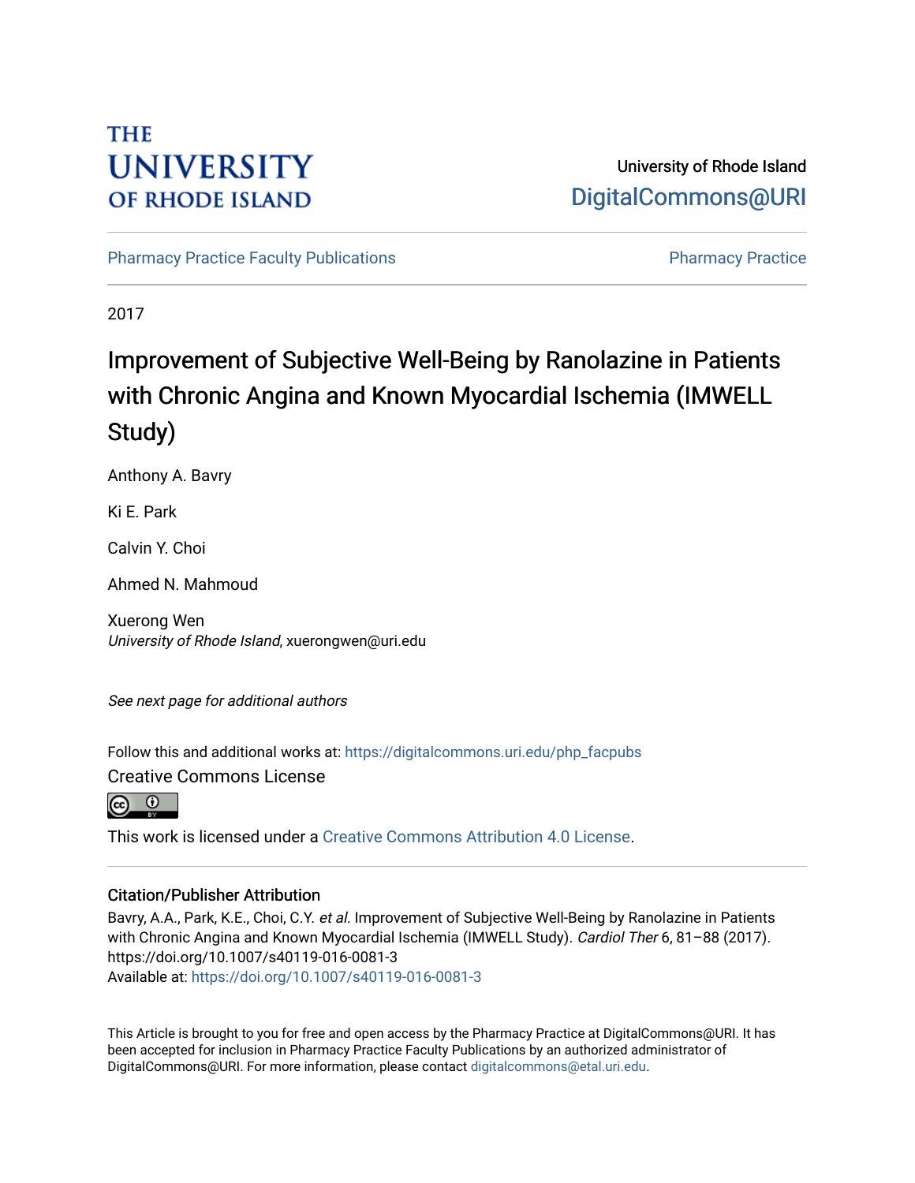THE UNIVERSITY OF RHODE ISLAND

University of Rhode Island
DigitalCommons@URI

Pharmacy Practice Faculty Publications | Pharmacy Practice

2017

# Improvement of Subjective Well-Being by Ranolazine in Patients with Chronic Angina and Known Myocardial Ischemia (IMWELL Study)

Anthony A. Bavry

Ki E. Park

Calvin Y. Choi

Ahmed N. Mahmoud

Xuerong Wen
*University of Rhode Island*, xuerongwen@uri.edu

*See next page for additional authors*

Follow this and additional works at: https://digitalcommons.uri.edu/php_facpubs

Creative Commons License

This work is licensed under a Creative Commons Attribution 4.0 License.

## Citation/Publisher Attribution

Bavry, A.A., Park, K.E., Choi, C.Y. *et al.* Improvement of Subjective Well-Being by Ranolazine in Patients with Chronic Angina and Known Myocardial Ischemia (IMWELL Study). *Cardiol Ther* 6, 81–88 (2017). https://doi.org/10.1007/s40119-016-0081-3
Available at: https://doi.org/10.1007/s40119-016-0081-3

This Article is brought to you for free and open access by the Pharmacy Practice at DigitalCommons@URI. It has been accepted for inclusion in Pharmacy Practice Faculty Publications by an authorized administrator of DigitalCommons@URI. For more information, please contact digitalcommons@etal.uri.edu.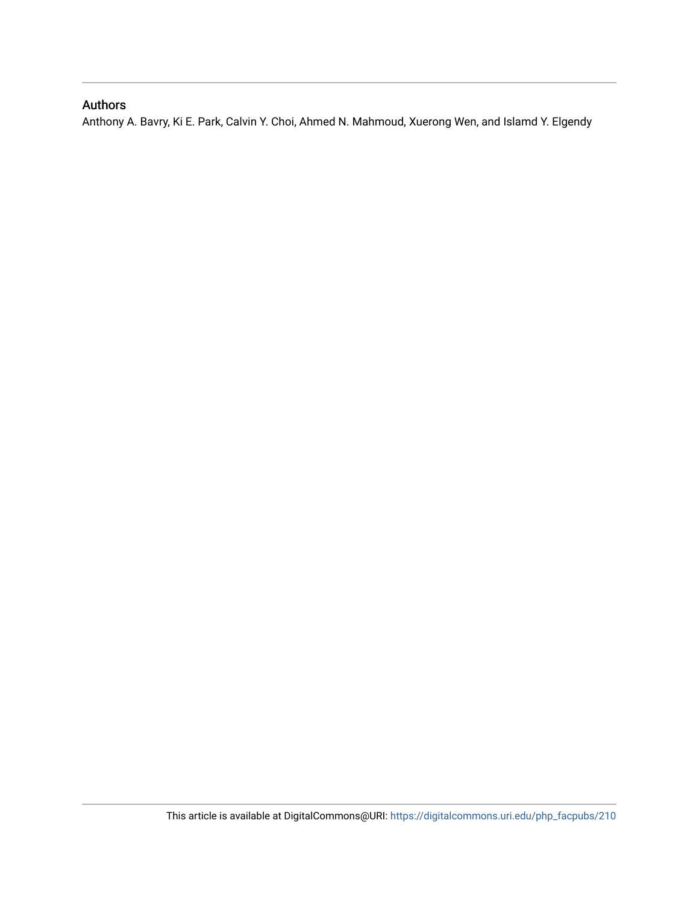## Authors

Anthony A. Bavry, Ki E. Park, Calvin Y. Choi, Ahmed N. Mahmoud, Xuerong Wen, and Islamd Y. Elgendy

This article is available at DigitalCommons@URI: https://digitalcommons.uri.edu/php_facpubs/210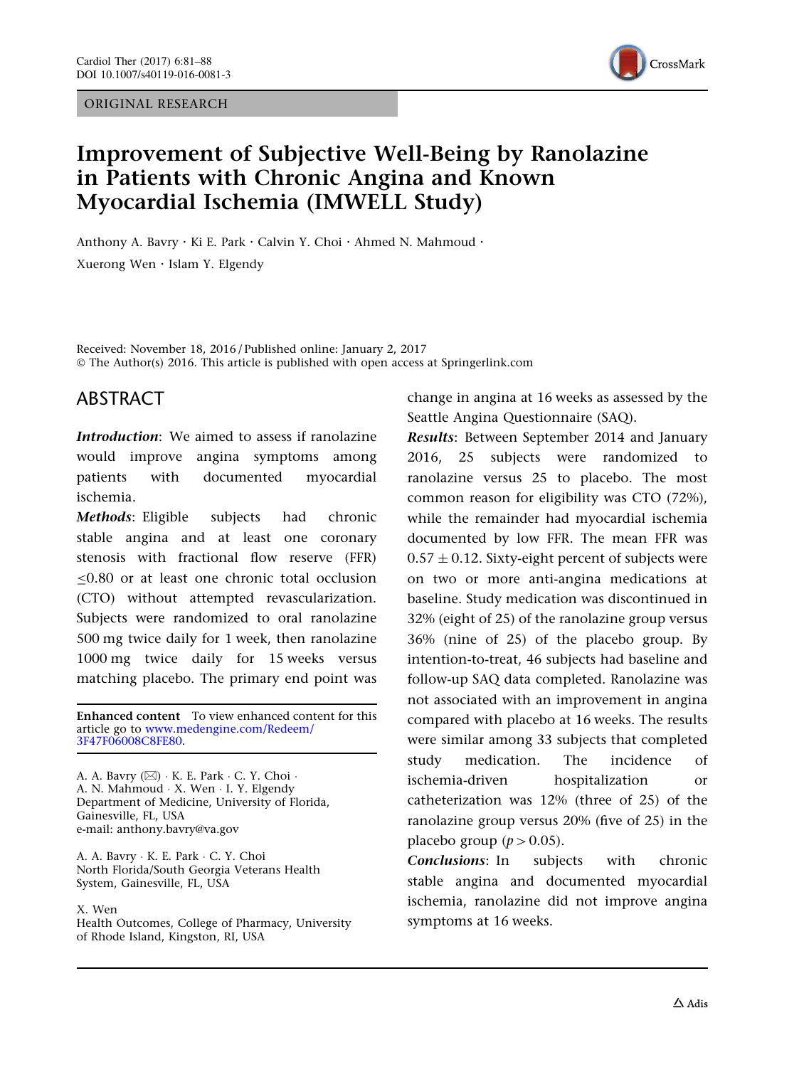ORIGINAL RESEARCH

# Improvement of Subjective Well-Being by Ranolazine in Patients with Chronic Angina and Known Myocardial Ischemia (IMWELL Study)

Anthony A. Bavry · Ki E. Park · Calvin Y. Choi · Ahmed N. Mahmoud · Xuerong Wen · Islam Y. Elgendy

Received: November 18, 2016 / Published online: January 2, 2017
© The Author(s) 2016. This article is published with open access at Springerlink.com

## ABSTRACT

***Introduction***: We aimed to assess if ranolazine would improve angina symptoms among patients with documented myocardial ischemia.

***Methods***: Eligible subjects had chronic stable angina and at least one coronary stenosis with fractional flow reserve (FFR) $\leq$0.80 or at least one chronic total occlusion (CTO) without attempted revascularization. Subjects were randomized to oral ranolazine 500 mg twice daily for 1 week, then ranolazine 1000 mg twice daily for 15 weeks versus matching placebo. The primary end point was change in angina at 16 weeks as assessed by the Seattle Angina Questionnaire (SAQ).

***Results***: Between September 2014 and January 2016, 25 subjects were randomized to ranolazine versus 25 to placebo. The most common reason for eligibility was CTO (72%), while the remainder had myocardial ischemia documented by low FFR. The mean FFR was $0.57 \pm 0.12$. Sixty-eight percent of subjects were on two or more anti-angina medications at baseline. Study medication was discontinued in 32% (eight of 25) of the ranolazine group versus 36% (nine of 25) of the placebo group. By intention-to-treat, 46 subjects had baseline and follow-up SAQ data completed. Ranolazine was not associated with an improvement in angina compared with placebo at 16 weeks. The results were similar among 33 subjects that completed study medication. The incidence of ischemia-driven hospitalization or catheterization was 12% (three of 25) of the ranolazine group versus 20% (five of 25) in the placebo group ($p > 0.05$).

***Conclusions***: In subjects with chronic stable angina and documented myocardial ischemia, ranolazine did not improve angina symptoms at 16 weeks.

**Enhanced content** To view enhanced content for this article go to www.medengine.com/Redeem/3F47F06008C8FE80.

A. A. Bavry (✉) · K. E. Park · C. Y. Choi · A. N. Mahmoud · X. Wen · I. Y. Elgendy
Department of Medicine, University of Florida, Gainesville, FL, USA
e-mail: anthony.bavry@va.gov

A. A. Bavry · K. E. Park · C. Y. Choi
North Florida/South Georgia Veterans Health System, Gainesville, FL, USA

X. Wen
Health Outcomes, College of Pharmacy, University of Rhode Island, Kingston, RI, USA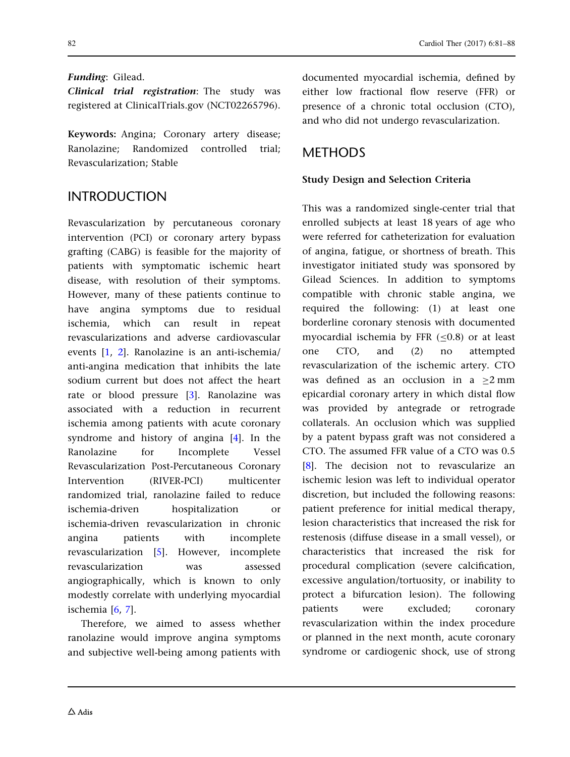***Funding***: Gilead.

***Clinical trial registration***: The study was registered at ClinicalTrials.gov (NCT02265796).

**Keywords:** Angina; Coronary artery disease; Ranolazine; Randomized controlled trial; Revascularization; Stable

## INTRODUCTION

Revascularization by percutaneous coronary intervention (PCI) or coronary artery bypass grafting (CABG) is feasible for the majority of patients with symptomatic ischemic heart disease, with resolution of their symptoms. However, many of these patients continue to have angina symptoms due to residual ischemia, which can result in repeat revascularizations and adverse cardiovascular events [1, 2]. Ranolazine is an anti-ischemia/anti-angina medication that inhibits the late sodium current but does not affect the heart rate or blood pressure [3]. Ranolazine was associated with a reduction in recurrent ischemia among patients with acute coronary syndrome and history of angina [4]. In the Ranolazine for Incomplete Vessel Revascularization Post-Percutaneous Coronary Intervention (RIVER-PCI) multicenter randomized trial, ranolazine failed to reduce ischemia-driven hospitalization or ischemia-driven revascularization in chronic angina patients with incomplete revascularization [5]. However, incomplete revascularization was assessed angiographically, which is known to only modestly correlate with underlying myocardial ischemia [6, 7].

Therefore, we aimed to assess whether ranolazine would improve angina symptoms and subjective well-being among patients with documented myocardial ischemia, defined by either low fractional flow reserve (FFR) or presence of a chronic total occlusion (CTO), and who did not undergo revascularization.

## METHODS

### Study Design and Selection Criteria

This was a randomized single-center trial that enrolled subjects at least 18 years of age who were referred for catheterization for evaluation of angina, fatigue, or shortness of breath. This investigator initiated study was sponsored by Gilead Sciences. In addition to symptoms compatible with chronic stable angina, we required the following: (1) at least one borderline coronary stenosis with documented myocardial ischemia by FFR ($\leq$0.8) or at least one CTO, and (2) no attempted revascularization of the ischemic artery. CTO was defined as an occlusion in a $\geq$2 mm epicardial coronary artery in which distal flow was provided by antegrade or retrograde collaterals. An occlusion which was supplied by a patent bypass graft was not considered a CTO. The assumed FFR value of a CTO was 0.5 [8]. The decision not to revascularize an ischemic lesion was left to individual operator discretion, but included the following reasons: patient preference for initial medical therapy, lesion characteristics that increased the risk for restenosis (diffuse disease in a small vessel), or characteristics that increased the risk for procedural complication (severe calcification, excessive angulation/tortuosity, or inability to protect a bifurcation lesion). The following patients were excluded; coronary revascularization within the index procedure or planned in the next month, acute coronary syndrome or cardiogenic shock, use of strong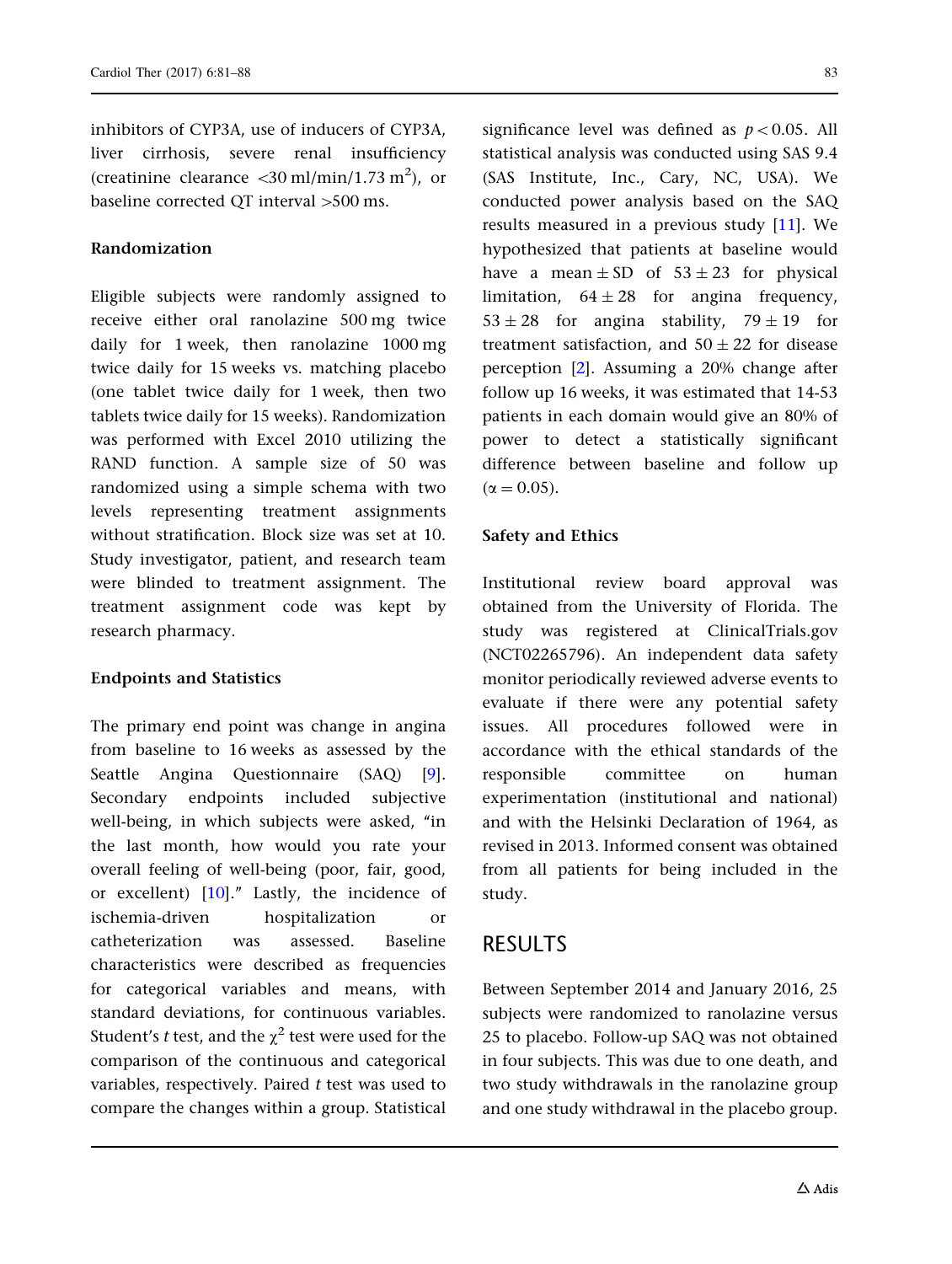inhibitors of CYP3A, use of inducers of CYP3A, liver cirrhosis, severe renal insufficiency (creatinine clearance <30 ml/min/1.73 $m^2$), or baseline corrected QT interval >500 ms.

### Randomization

Eligible subjects were randomly assigned to receive either oral ranolazine 500 mg twice daily for 1 week, then ranolazine 1000 mg twice daily for 15 weeks vs. matching placebo (one tablet twice daily for 1 week, then two tablets twice daily for 15 weeks). Randomization was performed with Excel 2010 utilizing the RAND function. A sample size of 50 was randomized using a simple schema with two levels representing treatment assignments without stratification. Block size was set at 10. Study investigator, patient, and research team were blinded to treatment assignment. The treatment assignment code was kept by research pharmacy.

### Endpoints and Statistics

The primary end point was change in angina from baseline to 16 weeks as assessed by the Seattle Angina Questionnaire (SAQ) [9]. Secondary endpoints included subjective well-being, in which subjects were asked, "in the last month, how would you rate your overall feeling of well-being (poor, fair, good, or excellent) [10]." Lastly, the incidence of ischemia-driven hospitalization or catheterization was assessed. Baseline characteristics were described as frequencies for categorical variables and means, with standard deviations, for continuous variables. Student's *t* test, and the $\chi^2$ test were used for the comparison of the continuous and categorical variables, respectively. Paired *t* test was used to compare the changes within a group. Statistical significance level was defined as $p < 0.05$. All statistical analysis was conducted using SAS 9.4 (SAS Institute, Inc., Cary, NC, USA). We conducted power analysis based on the SAQ results measured in a previous study [11]. We hypothesized that patients at baseline would have a mean ± SD of 53 ± 23 for physical limitation, 64 ± 28 for angina frequency, 53 ± 28 for angina stability, 79 ± 19 for treatment satisfaction, and 50 ± 22 for disease perception [2]. Assuming a 20% change after follow up 16 weeks, it was estimated that 14-53 patients in each domain would give an 80% of power to detect a statistically significant difference between baseline and follow up ($\alpha = 0.05$).

### Safety and Ethics

Institutional review board approval was obtained from the University of Florida. The study was registered at ClinicalTrials.gov (NCT02265796). An independent data safety monitor periodically reviewed adverse events to evaluate if there were any potential safety issues. All procedures followed were in accordance with the ethical standards of the responsible committee on human experimentation (institutional and national) and with the Helsinki Declaration of 1964, as revised in 2013. Informed consent was obtained from all patients for being included in the study.

## RESULTS

Between September 2014 and January 2016, 25 subjects were randomized to ranolazine versus 25 to placebo. Follow-up SAQ was not obtained in four subjects. This was due to one death, and two study withdrawals in the ranolazine group and one study withdrawal in the placebo group.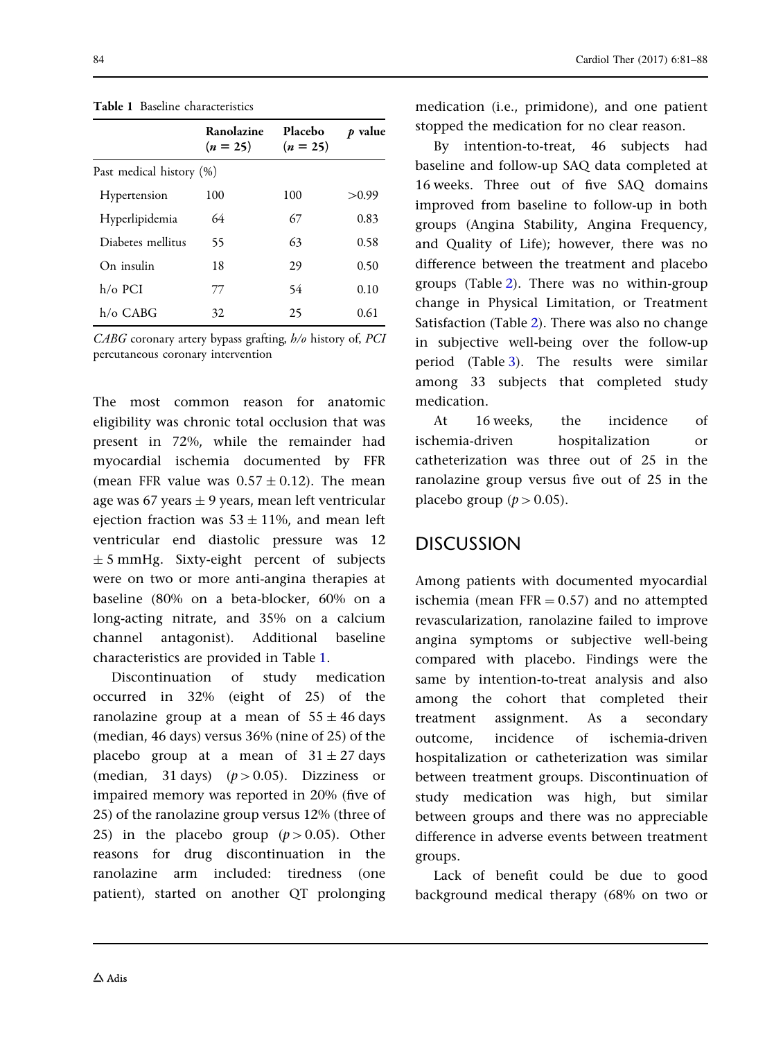**Table 1** Baseline characteristics

| | Ranolazine ($n = 25$) | Placebo ($n = 25$) | $p$ value |
|---|---|---|---|
| Past medical history (%) | | | |
| Hypertension | 100 | 100 | >0.99 |
| Hyperlipidemia | 64 | 67 | 0.83 |
| Diabetes mellitus | 55 | 63 | 0.58 |
| On insulin | 18 | 29 | 0.50 |
| h/o PCI | 77 | 54 | 0.10 |
| h/o CABG | 32 | 25 | 0.61 |

*CABG* coronary artery bypass grafting, *h/o* history of, *PCI* percutaneous coronary intervention

The most common reason for anatomic eligibility was chronic total occlusion that was present in 72%, while the remainder had myocardial ischemia documented by FFR (mean FFR value was $0.57 \pm 0.12$). The mean age was 67 years $\pm$ 9 years, mean left ventricular ejection fraction was $53 \pm 11\%$, and mean left ventricular end diastolic pressure was 12 $\pm$ 5 mmHg. Sixty-eight percent of subjects were on two or more anti-angina therapies at baseline (80% on a beta-blocker, 60% on a long-acting nitrate, and 35% on a calcium channel antagonist). Additional baseline characteristics are provided in Table 1.

Discontinuation of study medication occurred in 32% (eight of 25) of the ranolazine group at a mean of $55 \pm 46$ days (median, 46 days) versus 36% (nine of 25) of the placebo group at a mean of $31 \pm 27$ days (median, 31 days) ($p > 0.05$). Dizziness or impaired memory was reported in 20% (five of 25) of the ranolazine group versus 12% (three of 25) in the placebo group ($p > 0.05$). Other reasons for drug discontinuation in the ranolazine arm included: tiredness (one patient), started on another QT prolonging medication (i.e., primidone), and one patient stopped the medication for no clear reason.

By intention-to-treat, 46 subjects had baseline and follow-up SAQ data completed at 16 weeks. Three out of five SAQ domains improved from baseline to follow-up in both groups (Angina Stability, Angina Frequency, and Quality of Life); however, there was no difference between the treatment and placebo groups (Table 2). There was no within-group change in Physical Limitation, or Treatment Satisfaction (Table 2). There was also no change in subjective well-being over the follow-up period (Table 3). The results were similar among 33 subjects that completed study medication.

At 16 weeks, the incidence of ischemia-driven hospitalization or catheterization was three out of 25 in the ranolazine group versus five out of 25 in the placebo group ($p > 0.05$).

## DISCUSSION

Among patients with documented myocardial ischemia (mean FFR = 0.57) and no attempted revascularization, ranolazine failed to improve angina symptoms or subjective well-being compared with placebo. Findings were the same by intention-to-treat analysis and also among the cohort that completed their treatment assignment. As a secondary outcome, incidence of ischemia-driven hospitalization or catheterization was similar between treatment groups. Discontinuation of study medication was high, but similar between groups and there was no appreciable difference in adverse events between treatment groups.

Lack of benefit could be due to good background medical therapy (68% on two or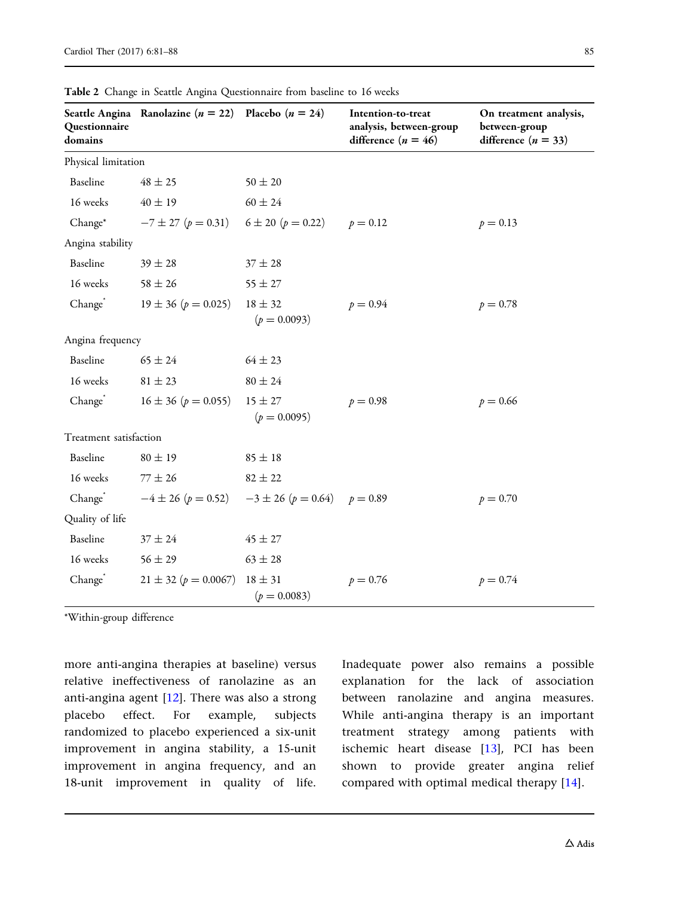**Table 2** Change in Seattle Angina Questionnaire from baseline to 16 weeks

| Seattle Angina Questionnaire domains | Ranolazine ($n = 22$) | Placebo ($n = 24$) | Intention-to-treat analysis, between-group difference ($n = 46$) | On treatment analysis, between-group difference ($n = 33$) |
|---|---|---|---|---|
| Physical limitation | | | | |
| Baseline | 48 ± 25 | 50 ± 20 | | |
| 16 weeks | 40 ± 19 | 60 ± 24 | | |
| Change* | −7 ± 27 ($p = 0.31$) | 6 ± 20 ($p = 0.22$) | $p = 0.12$ | $p = 0.13$ |
| Angina stability | | | | |
| Baseline | 39 ± 28 | 37 ± 28 | | |
| 16 weeks | 58 ± 26 | 55 ± 27 | | |
| Change* | 19 ± 36 ($p = 0.025$) | 18 ± 32 ($p = 0.0093$) | $p = 0.94$ | $p = 0.78$ |
| Angina frequency | | | | |
| Baseline | 65 ± 24 | 64 ± 23 | | |
| 16 weeks | 81 ± 23 | 80 ± 24 | | |
| Change* | 16 ± 36 ($p = 0.055$) | 15 ± 27 ($p = 0.0095$) | $p = 0.98$ | $p = 0.66$ |
| Treatment satisfaction | | | | |
| Baseline | 80 ± 19 | 85 ± 18 | | |
| 16 weeks | 77 ± 26 | 82 ± 22 | | |
| Change* | −4 ± 26 ($p = 0.52$) | −3 ± 26 ($p = 0.64$) | $p = 0.89$ | $p = 0.70$ |
| Quality of life | | | | |
| Baseline | 37 ± 24 | 45 ± 27 | | |
| 16 weeks | 56 ± 29 | 63 ± 28 | | |
| Change* | 21 ± 32 ($p = 0.0067$) | 18 ± 31 ($p = 0.0083$) | $p = 0.76$ | $p = 0.74$ |

*Within-group difference

more anti-angina therapies at baseline) versus relative ineffectiveness of ranolazine as an anti-angina agent [12]. There was also a strong placebo effect. For example, subjects randomized to placebo experienced a six-unit improvement in angina stability, a 15-unit improvement in angina frequency, and an 18-unit improvement in quality of life. Inadequate power also remains a possible explanation for the lack of association between ranolazine and angina measures. While anti-angina therapy is an important treatment strategy among patients with ischemic heart disease [13], PCI has been shown to provide greater angina relief compared with optimal medical therapy [14].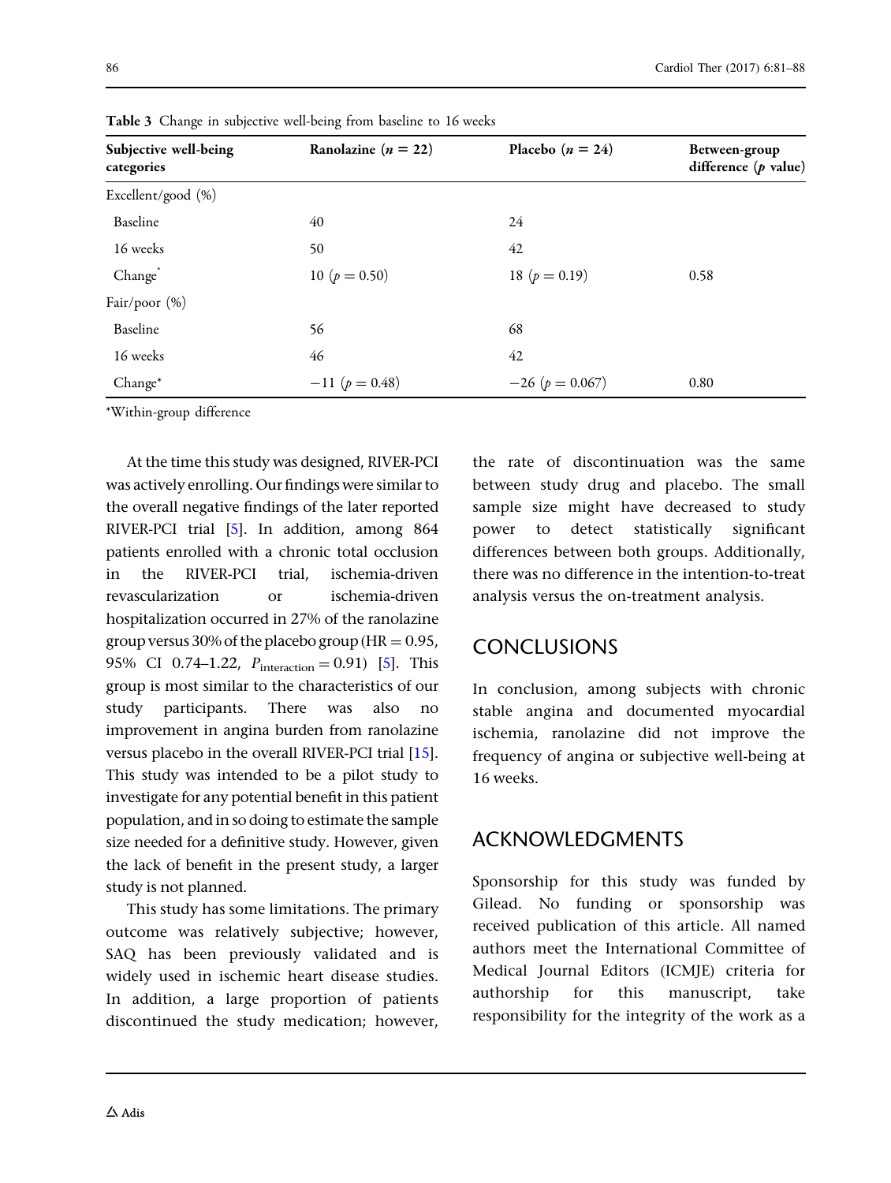**Table 3** Change in subjective well-being from baseline to 16 weeks

| Subjective well-being categories | Ranolazine ($n$ = 22) | Placebo ($n$ = 24) | Between-group difference ($p$ value) |
|---|---|---|---|
| Excellent/good (%) | | | |
| Baseline | 40 | 24 | |
| 16 weeks | 50 | 42 | |
| Change* | 10 ($p = 0.50$) | 18 ($p = 0.19$) | 0.58 |
| Fair/poor (%) | | | |
| Baseline | 56 | 68 | |
| 16 weeks | 46 | 42 | |
| Change* | −11 ($p = 0.48$) | −26 ($p = 0.067$) | 0.80 |

*Within-group difference

At the time this study was designed, RIVER-PCI was actively enrolling. Our findings were similar to the overall negative findings of the later reported RIVER-PCI trial [5]. In addition, among 864 patients enrolled with a chronic total occlusion in the RIVER-PCI trial, ischemia-driven revascularization or ischemia-driven hospitalization occurred in 27% of the ranolazine group versus 30% of the placebo group (HR = 0.95, 95% CI 0.74–1.22, $P_{\text{interaction}} = 0.91$) [5]. This group is most similar to the characteristics of our study participants. There was also no improvement in angina burden from ranolazine versus placebo in the overall RIVER-PCI trial [15]. This study was intended to be a pilot study to investigate for any potential benefit in this patient population, and in so doing to estimate the sample size needed for a definitive study. However, given the lack of benefit in the present study, a larger study is not planned.

This study has some limitations. The primary outcome was relatively subjective; however, SAQ has been previously validated and is widely used in ischemic heart disease studies. In addition, a large proportion of patients discontinued the study medication; however, the rate of discontinuation was the same between study drug and placebo. The small sample size might have decreased to study power to detect statistically significant differences between both groups. Additionally, there was no difference in the intention-to-treat analysis versus the on-treatment analysis.

## CONCLUSIONS

In conclusion, among subjects with chronic stable angina and documented myocardial ischemia, ranolazine did not improve the frequency of angina or subjective well-being at 16 weeks.

## ACKNOWLEDGMENTS

Sponsorship for this study was funded by Gilead. No funding or sponsorship was received publication of this article. All named authors meet the International Committee of Medical Journal Editors (ICMJE) criteria for authorship for this manuscript, take responsibility for the integrity of the work as a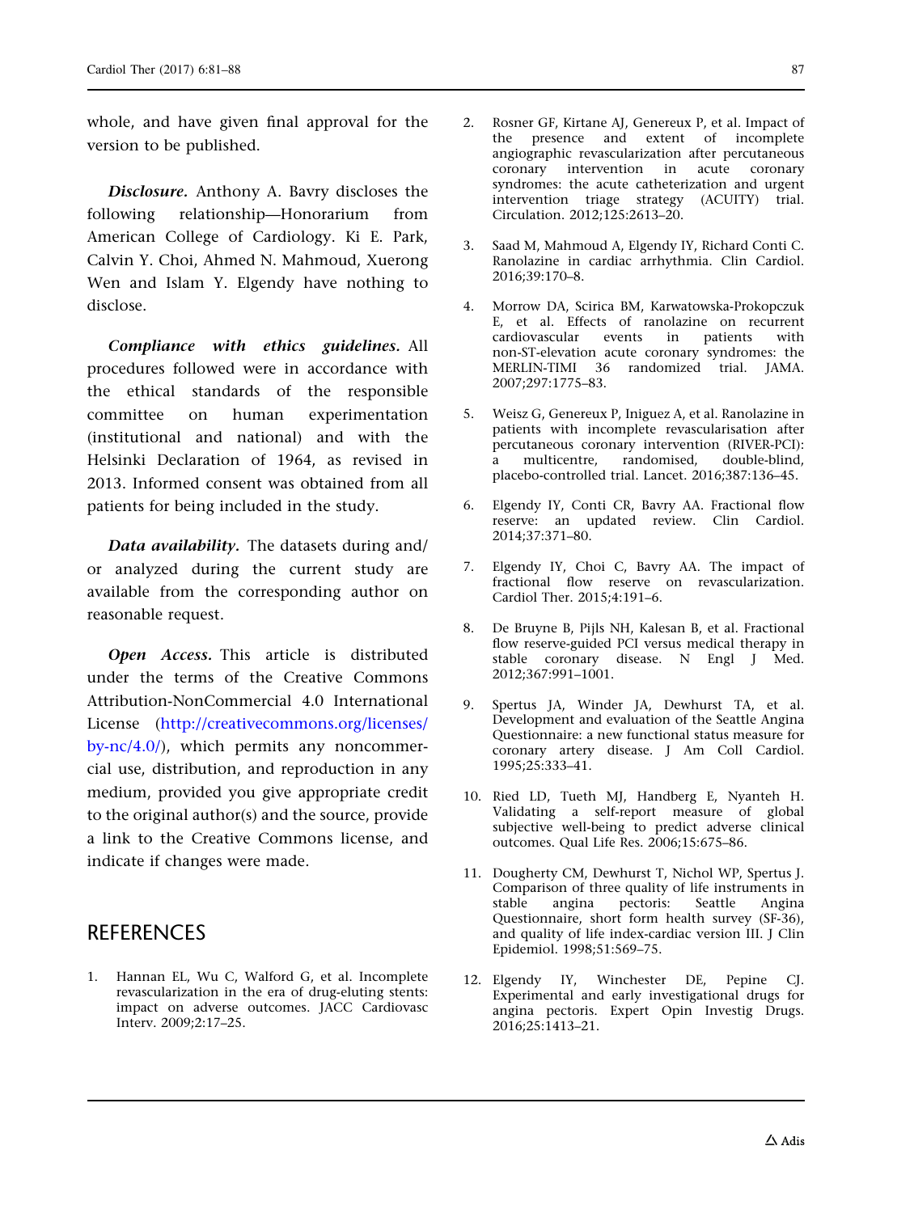whole, and have given final approval for the version to be published.

***Disclosure.*** Anthony A. Bavry discloses the following relationship—Honorarium from American College of Cardiology. Ki E. Park, Calvin Y. Choi, Ahmed N. Mahmoud, Xuerong Wen and Islam Y. Elgendy have nothing to disclose.

***Compliance with ethics guidelines.*** All procedures followed were in accordance with the ethical standards of the responsible committee on human experimentation (institutional and national) and with the Helsinki Declaration of 1964, as revised in 2013. Informed consent was obtained from all patients for being included in the study.

***Data availability.*** The datasets during and/or analyzed during the current study are available from the corresponding author on reasonable request.

***Open Access.*** This article is distributed under the terms of the Creative Commons Attribution-NonCommercial 4.0 International License (http://creativecommons.org/licenses/by-nc/4.0/), which permits any noncommercial use, distribution, and reproduction in any medium, provided you give appropriate credit to the original author(s) and the source, provide a link to the Creative Commons license, and indicate if changes were made.

## REFERENCES

1. Hannan EL, Wu C, Walford G, et al. Incomplete revascularization in the era of drug-eluting stents: impact on adverse outcomes. JACC Cardiovasc Interv. 2009;2:17–25.

2. Rosner GF, Kirtane AJ, Genereux P, et al. Impact of the presence and extent of incomplete angiographic revascularization after percutaneous coronary intervention in acute coronary syndromes: the acute catheterization and urgent intervention triage strategy (ACUITY) trial. Circulation. 2012;125:2613–20.

3. Saad M, Mahmoud A, Elgendy IY, Richard Conti C. Ranolazine in cardiac arrhythmia. Clin Cardiol. 2016;39:170–8.

4. Morrow DA, Scirica BM, Karwatowska-Prokopczuk E, et al. Effects of ranolazine on recurrent cardiovascular events in patients with non-ST-elevation acute coronary syndromes: the MERLIN-TIMI 36 randomized trial. JAMA. 2007;297:1775–83.

5. Weisz G, Genereux P, Iniguez A, et al. Ranolazine in patients with incomplete revascularisation after percutaneous coronary intervention (RIVER-PCI): a multicentre, randomised, double-blind, placebo-controlled trial. Lancet. 2016;387:136–45.

6. Elgendy IY, Conti CR, Bavry AA. Fractional flow reserve: an updated review. Clin Cardiol. 2014;37:371–80.

7. Elgendy IY, Choi C, Bavry AA. The impact of fractional flow reserve on revascularization. Cardiol Ther. 2015;4:191–6.

8. De Bruyne B, Pijls NH, Kalesan B, et al. Fractional flow reserve-guided PCI versus medical therapy in stable coronary disease. N Engl J Med. 2012;367:991–1001.

9. Spertus JA, Winder JA, Dewhurst TA, et al. Development and evaluation of the Seattle Angina Questionnaire: a new functional status measure for coronary artery disease. J Am Coll Cardiol. 1995;25:333–41.

10. Ried LD, Tueth MJ, Handberg E, Nyanteh H. Validating a self-report measure of global subjective well-being to predict adverse clinical outcomes. Qual Life Res. 2006;15:675–86.

11. Dougherty CM, Dewhurst T, Nichol WP, Spertus J. Comparison of three quality of life instruments in stable angina pectoris: Seattle Angina Questionnaire, short form health survey (SF-36), and quality of life index-cardiac version III. J Clin Epidemiol. 1998;51:569–75.

12. Elgendy IY, Winchester DE, Pepine CJ. Experimental and early investigational drugs for angina pectoris. Expert Opin Investig Drugs. 2016;25:1413–21.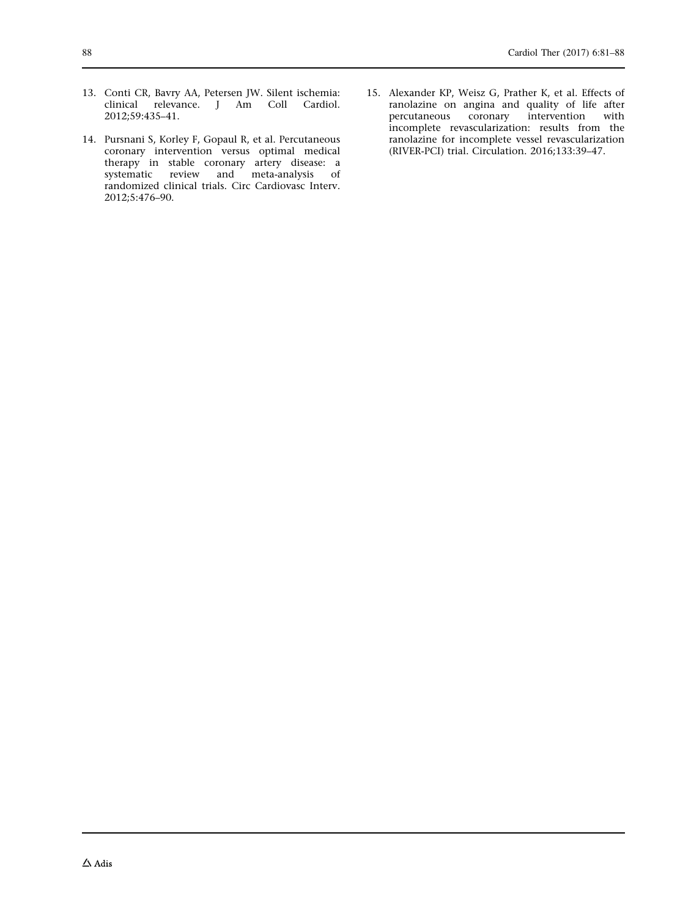13. Conti CR, Bavry AA, Petersen JW. Silent ischemia: clinical relevance. J Am Coll Cardiol. 2012;59:435–41.

14. Pursnani S, Korley F, Gopaul R, et al. Percutaneous coronary intervention versus optimal medical therapy in stable coronary artery disease: a systematic review and meta-analysis of randomized clinical trials. Circ Cardiovasc Interv. 2012;5:476–90.

15. Alexander KP, Weisz G, Prather K, et al. Effects of ranolazine on angina and quality of life after percutaneous coronary intervention with incomplete revascularization: results from the ranolazine for incomplete vessel revascularization (RIVER-PCI) trial. Circulation. 2016;133:39–47.